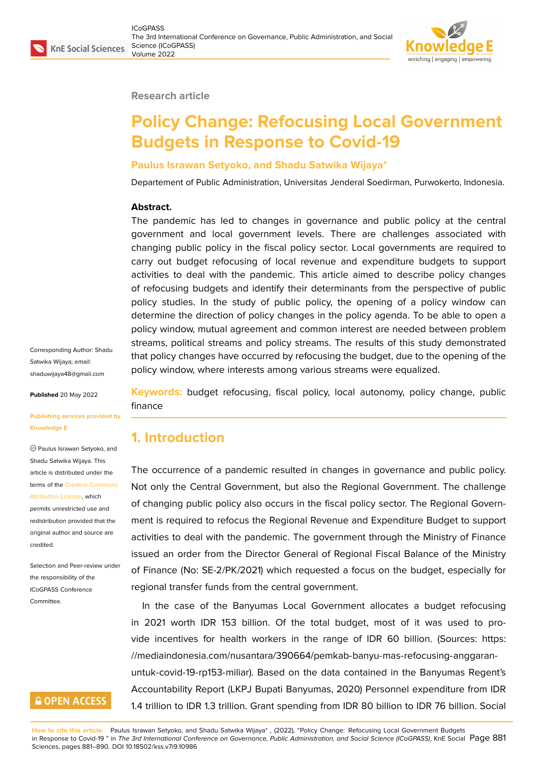Research article

# Policy Change: Refocusing Local Government Budgets in Response to Covid-19

**Paulus Israwan Setyoko, and Shadu Satwika Wijaya***

Departement of Public Administration, Universitas Jenderal Soedirman, Purwokerto, Indonesia.

**Abstract.**
The pandemic has led to changes in governance and public policy at the central government and local government levels. There are challenges associated with changing public policy in the fiscal policy sector. Local governments are required to carry out budget refocusing of local revenue and expenditure budgets to support activities to deal with the pandemic. This article aimed to describe policy changes of refocusing budgets and identify their determinants from the perspective of public policy studies. In the study of public policy, the opening of a policy window can determine the direction of policy changes in the policy agenda. To be able to open a policy window, mutual agreement and common interest are needed between problem streams, political streams and policy streams. The results of this study demonstrated that policy changes have occurred by refocusing the budget, due to the opening of the policy window, where interests among various streams were equalized.

**Keywords:** budget refocusing, fiscal policy, local autonomy, policy change, public finance

Corresponding Author: Shadu Satwika Wijaya; email: shaduwijaya48@gmail.com

**Published** 20 May 2022

**Publishing services provided by Knowledge E**

© Paulus Israwan Setyoko, and Shadu Satwika Wijaya. This article is distributed under the terms of the Creative Commons Attribution License, which permits unrestricted use and redistribution provided that the original author and source are credited.

Selection and Peer-review under the responsibility of the ICoGPASS Conference Committee.

## 1. Introduction

The occurrence of a pandemic resulted in changes in governance and public policy. Not only the Central Government, but also the Regional Government. The challenge of changing public policy also occurs in the fiscal policy sector. The Regional Government is required to refocus the Regional Revenue and Expenditure Budget to support activities to deal with the pandemic. The government through the Ministry of Finance issued an order from the Director General of Regional Fiscal Balance of the Ministry of Finance (No: SE-2/PK/2021) which requested a focus on the budget, especially for regional transfer funds from the central government.

In the case of the Banyumas Local Government allocates a budget refocusing in 2021 worth IDR 153 billion. Of the total budget, most of it was used to provide incentives for health workers in the range of IDR 60 billion. (Sources: https://mediaindonesia.com/nusantara/390664/pemkab-banyu-mas-refocusing-anggaran-untuk-covid-19-rp153-miliar). Based on the data contained in the Banyumas Regent's Accountability Report (LKPJ Bupati Banyumas, 2020) Personnel expenditure from IDR 1.4 trillion to IDR 1.3 trillion. Grant spending from IDR 80 billion to IDR 76 billion. Social

**How to cite this article**: Paulus Israwan Setyoko, and Shadu Satwika Wijaya* , (2022), "Policy Change: Refocusing Local Government Budgets in Response to Covid-19 " in *The 3rd International Conference on Governance, Public Administration, and Social Science (ICoGPASS)*, KnE Social Sciences, pages 881–890. DOI 10.18502/kss.v7i9.10986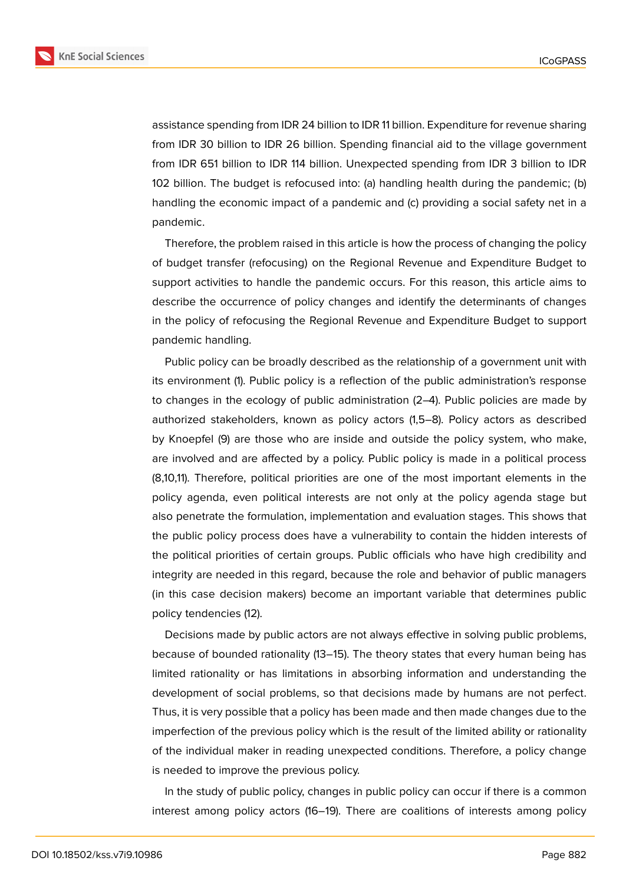assistance spending from IDR 24 billion to IDR 11 billion. Expenditure for revenue sharing from IDR 30 billion to IDR 26 billion. Spending financial aid to the village government from IDR 651 billion to IDR 114 billion. Unexpected spending from IDR 3 billion to IDR 102 billion. The budget is refocused into: (a) handling health during the pandemic; (b) handling the economic impact of a pandemic and (c) providing a social safety net in a pandemic.

Therefore, the problem raised in this article is how the process of changing the policy of budget transfer (refocusing) on the Regional Revenue and Expenditure Budget to support activities to handle the pandemic occurs. For this reason, this article aims to describe the occurrence of policy changes and identify the determinants of changes in the policy of refocusing the Regional Revenue and Expenditure Budget to support pandemic handling.

Public policy can be broadly described as the relationship of a government unit with its environment (1). Public policy is a reflection of the public administration's response to changes in the ecology of public administration (2–4). Public policies are made by authorized stakeholders, known as policy actors (1,5–8). Policy actors as described by Knoepfel (9) are those who are inside and outside the policy system, who make, are involved and are affected by a policy. Public policy is made in a political process (8,10,11). Therefore, political priorities are one of the most important elements in the policy agenda, even political interests are not only at the policy agenda stage but also penetrate the formulation, implementation and evaluation stages. This shows that the public policy process does have a vulnerability to contain the hidden interests of the political priorities of certain groups. Public officials who have high credibility and integrity are needed in this regard, because the role and behavior of public managers (in this case decision makers) become an important variable that determines public policy tendencies (12).

Decisions made by public actors are not always effective in solving public problems, because of bounded rationality (13–15). The theory states that every human being has limited rationality or has limitations in absorbing information and understanding the development of social problems, so that decisions made by humans are not perfect. Thus, it is very possible that a policy has been made and then made changes due to the imperfection of the previous policy which is the result of the limited ability or rationality of the individual maker in reading unexpected conditions. Therefore, a policy change is needed to improve the previous policy.

In the study of public policy, changes in public policy can occur if there is a common interest among policy actors (16–19). There are coalitions of interests among policy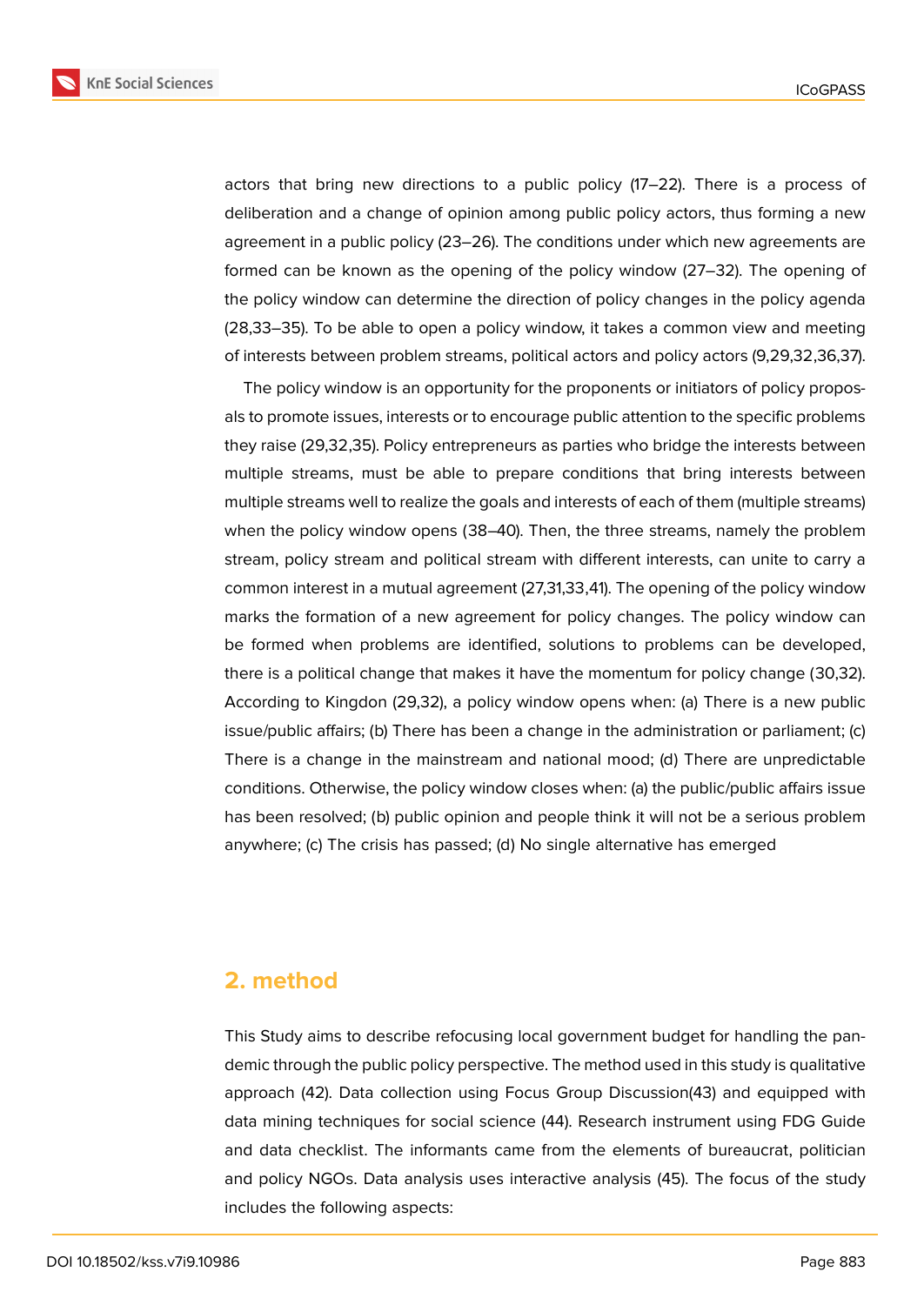actors that bring new directions to a public policy (17–22). There is a process of deliberation and a change of opinion among public policy actors, thus forming a new agreement in a public policy (23–26). The conditions under which new agreements are formed can be known as the opening of the policy window (27–32). The opening of the policy window can determine the direction of policy changes in the policy agenda (28,33–35). To be able to open a policy window, it takes a common view and meeting of interests between problem streams, political actors and policy actors (9,29,32,36,37).

The policy window is an opportunity for the proponents or initiators of policy proposals to promote issues, interests or to encourage public attention to the specific problems they raise (29,32,35). Policy entrepreneurs as parties who bridge the interests between multiple streams, must be able to prepare conditions that bring interests between multiple streams well to realize the goals and interests of each of them (multiple streams) when the policy window opens (38–40). Then, the three streams, namely the problem stream, policy stream and political stream with different interests, can unite to carry a common interest in a mutual agreement (27,31,33,41). The opening of the policy window marks the formation of a new agreement for policy changes. The policy window can be formed when problems are identified, solutions to problems can be developed, there is a political change that makes it have the momentum for policy change (30,32). According to Kingdon (29,32), a policy window opens when: (a) There is a new public issue/public affairs; (b) There has been a change in the administration or parliament; (c) There is a change in the mainstream and national mood; (d) There are unpredictable conditions. Otherwise, the policy window closes when: (a) the public/public affairs issue has been resolved; (b) public opinion and people think it will not be a serious problem anywhere; (c) The crisis has passed; (d) No single alternative has emerged

## 2. method

This Study aims to describe refocusing local government budget for handling the pandemic through the public policy perspective. The method used in this study is qualitative approach (42). Data collection using Focus Group Discussion(43) and equipped with data mining techniques for social science (44). Research instrument using FDG Guide and data checklist. The informants came from the elements of bureaucrat, politician and policy NGOs. Data analysis uses interactive analysis (45). The focus of the study includes the following aspects: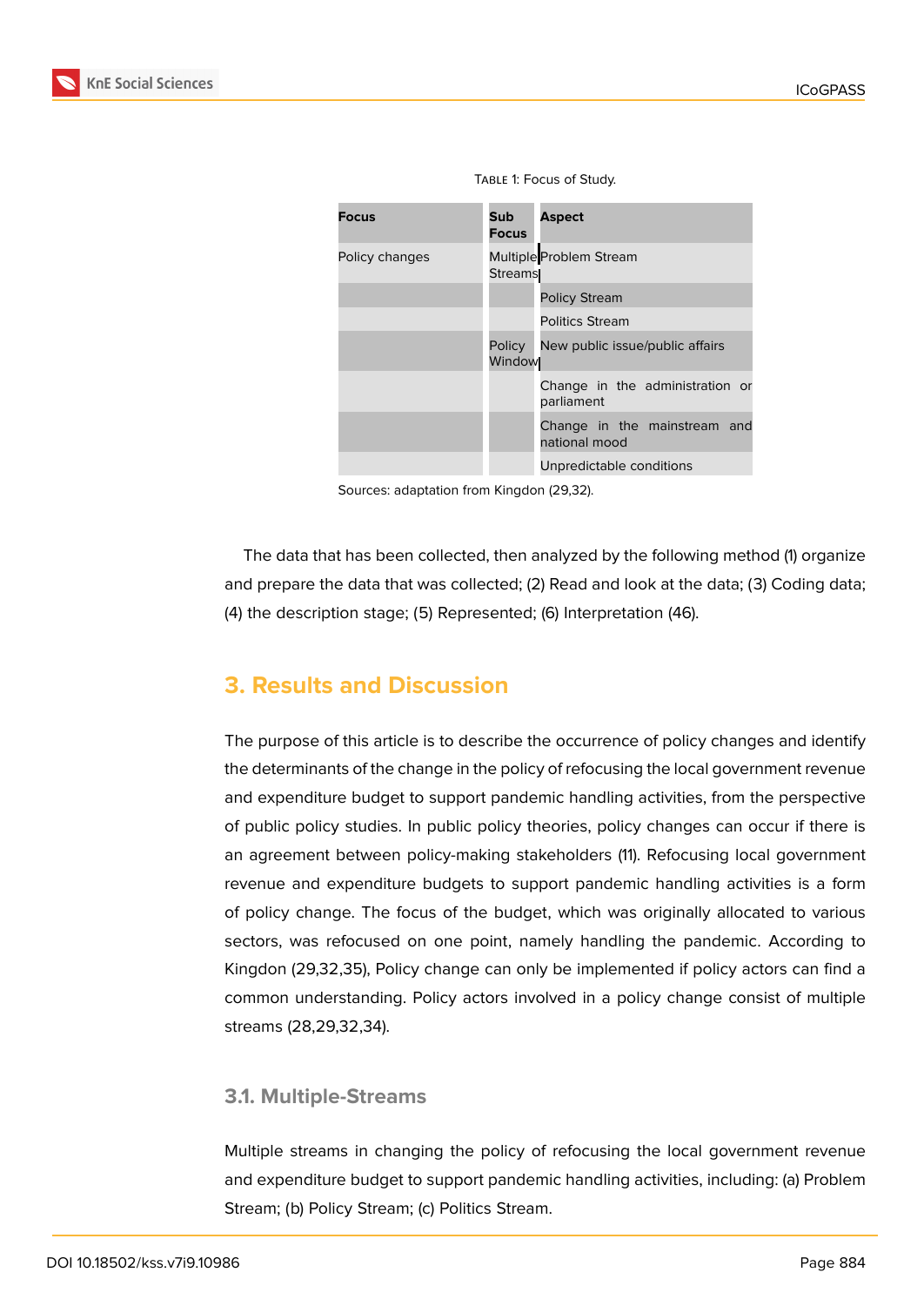Table 1: Focus of Study.

| Focus | Sub Focus | Aspect |
|---|---|---|
| Policy changes | Multiple Streams | Problem Stream |
| | | Policy Stream |
| | | Politics Stream |
| | Policy Window | New public issue/public affairs |
| | | Change in the administration or parliament |
| | | Change in the mainstream and national mood |
| | | Unpredictable conditions |

Sources: adaptation from Kingdon (29,32).

The data that has been collected, then analyzed by the following method (1) organize and prepare the data that was collected; (2) Read and look at the data; (3) Coding data; (4) the description stage; (5) Represented; (6) Interpretation (46).

## 3. Results and Discussion

The purpose of this article is to describe the occurrence of policy changes and identify the determinants of the change in the policy of refocusing the local government revenue and expenditure budget to support pandemic handling activities, from the perspective of public policy studies. In public policy theories, policy changes can occur if there is an agreement between policy-making stakeholders (11). Refocusing local government revenue and expenditure budgets to support pandemic handling activities is a form of policy change. The focus of the budget, which was originally allocated to various sectors, was refocused on one point, namely handling the pandemic. According to Kingdon (29,32,35), Policy change can only be implemented if policy actors can find a common understanding. Policy actors involved in a policy change consist of multiple streams (28,29,32,34).

### 3.1. Multiple-Streams

Multiple streams in changing the policy of refocusing the local government revenue and expenditure budget to support pandemic handling activities, including: (a) Problem Stream; (b) Policy Stream; (c) Politics Stream.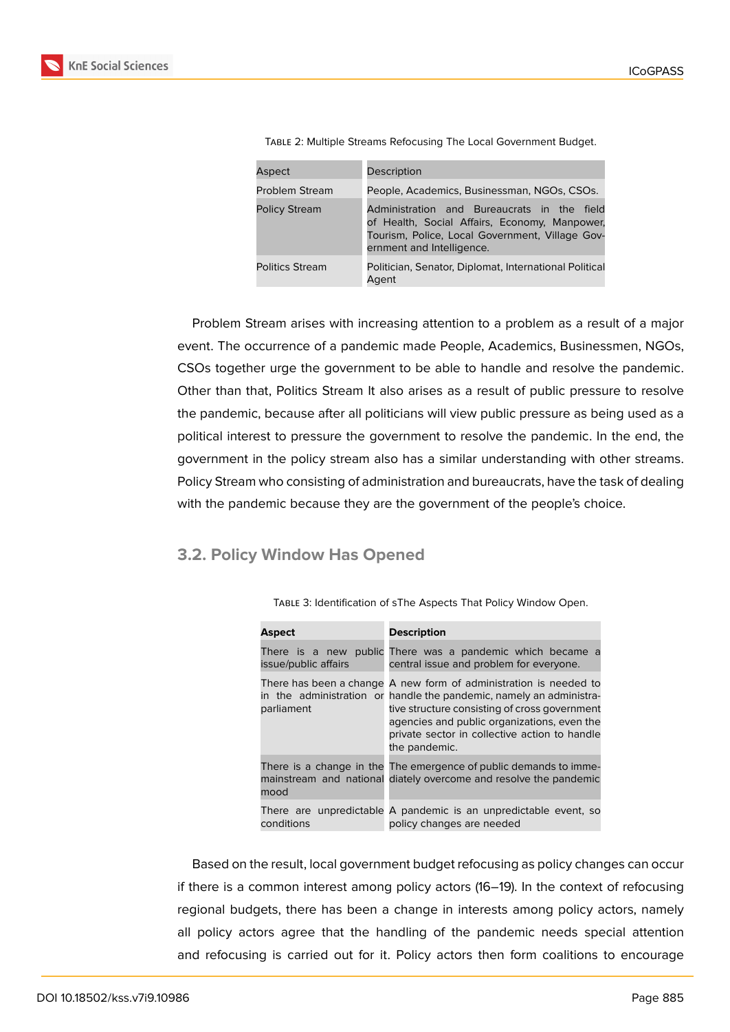Table 2: Multiple Streams Refocusing The Local Government Budget.

| Aspect | Description |
|---|---|
| Problem Stream | People, Academics, Businessman, NGOs, CSOs. |
| Policy Stream | Administration and Bureaucrats in the field of Health, Social Affairs, Economy, Manpower, Tourism, Police, Local Government, Village Government and Intelligence. |
| Politics Stream | Politician, Senator, Diplomat, International Political Agent |

Problem Stream arises with increasing attention to a problem as a result of a major event. The occurrence of a pandemic made People, Academics, Businessmen, NGOs, CSOs together urge the government to be able to handle and resolve the pandemic. Other than that, Politics Stream It also arises as a result of public pressure to resolve the pandemic, because after all politicians will view public pressure as being used as a political interest to pressure the government to resolve the pandemic. In the end, the government in the policy stream also has a similar understanding with other streams. Policy Stream who consisting of administration and bureaucrats, have the task of dealing with the pandemic because they are the government of the people's choice.

## 3.2. Policy Window Has Opened

Table 3: Identification of sThe Aspects That Policy Window Open.

| **Aspect** | **Description** |
|---|---|
| There is a new public issue/public affairs | There was a pandemic which became a central issue and problem for everyone. |
| There has been a change in the administration or parliament | A new form of administration is needed to handle the pandemic, namely an administrative structure consisting of cross government agencies and public organizations, even the private sector in collective action to handle the pandemic. |
| There is a change in the mainstream and national mood | The emergence of public demands to immediately overcome and resolve the pandemic |
| There are unpredictable conditions | A pandemic is an unpredictable event, so policy changes are needed |

Based on the result, local government budget refocusing as policy changes can occur if there is a common interest among policy actors (16–19). In the context of refocusing regional budgets, there has been a change in interests among policy actors, namely all policy actors agree that the handling of the pandemic needs special attention and refocusing is carried out for it. Policy actors then form coalitions to encourage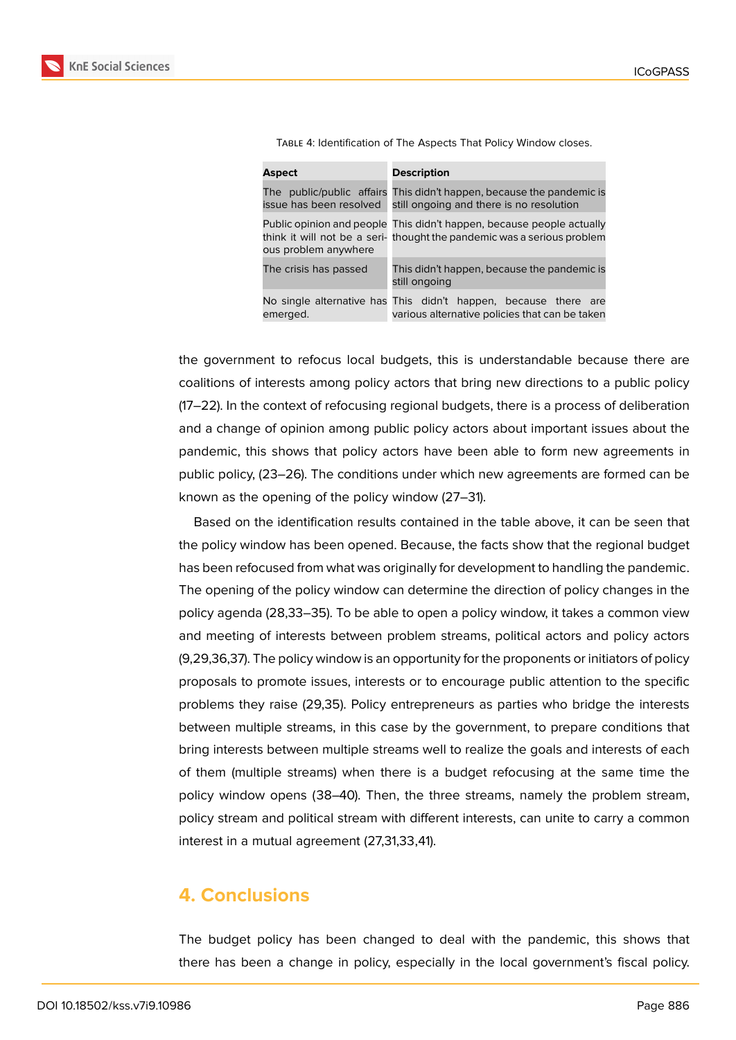Table 4: Identification of The Aspects That Policy Window closes.

| Aspect | Description |
| --- | --- |
| The public/public affairs issue has been resolved | This didn't happen, because the pandemic is still ongoing and there is no resolution |
| Public opinion and people think it will not be a serious problem anywhere | This didn't happen, because people actually thought the pandemic was a serious problem |
| The crisis has passed | This didn't happen, because the pandemic is still ongoing |
| No single alternative has emerged. | This didn't happen, because there are various alternative policies that can be taken |

the government to refocus local budgets, this is understandable because there are coalitions of interests among policy actors that bring new directions to a public policy (17–22). In the context of refocusing regional budgets, there is a process of deliberation and a change of opinion among public policy actors about important issues about the pandemic, this shows that policy actors have been able to form new agreements in public policy, (23–26). The conditions under which new agreements are formed can be known as the opening of the policy window (27–31).

Based on the identification results contained in the table above, it can be seen that the policy window has been opened. Because, the facts show that the regional budget has been refocused from what was originally for development to handling the pandemic. The opening of the policy window can determine the direction of policy changes in the policy agenda (28,33–35). To be able to open a policy window, it takes a common view and meeting of interests between problem streams, political actors and policy actors (9,29,36,37). The policy window is an opportunity for the proponents or initiators of policy proposals to promote issues, interests or to encourage public attention to the specific problems they raise (29,35). Policy entrepreneurs as parties who bridge the interests between multiple streams, in this case by the government, to prepare conditions that bring interests between multiple streams well to realize the goals and interests of each of them (multiple streams) when there is a budget refocusing at the same time the policy window opens (38–40). Then, the three streams, namely the problem stream, policy stream and political stream with different interests, can unite to carry a common interest in a mutual agreement (27,31,33,41).

## 4. Conclusions

The budget policy has been changed to deal with the pandemic, this shows that there has been a change in policy, especially in the local government's fiscal policy.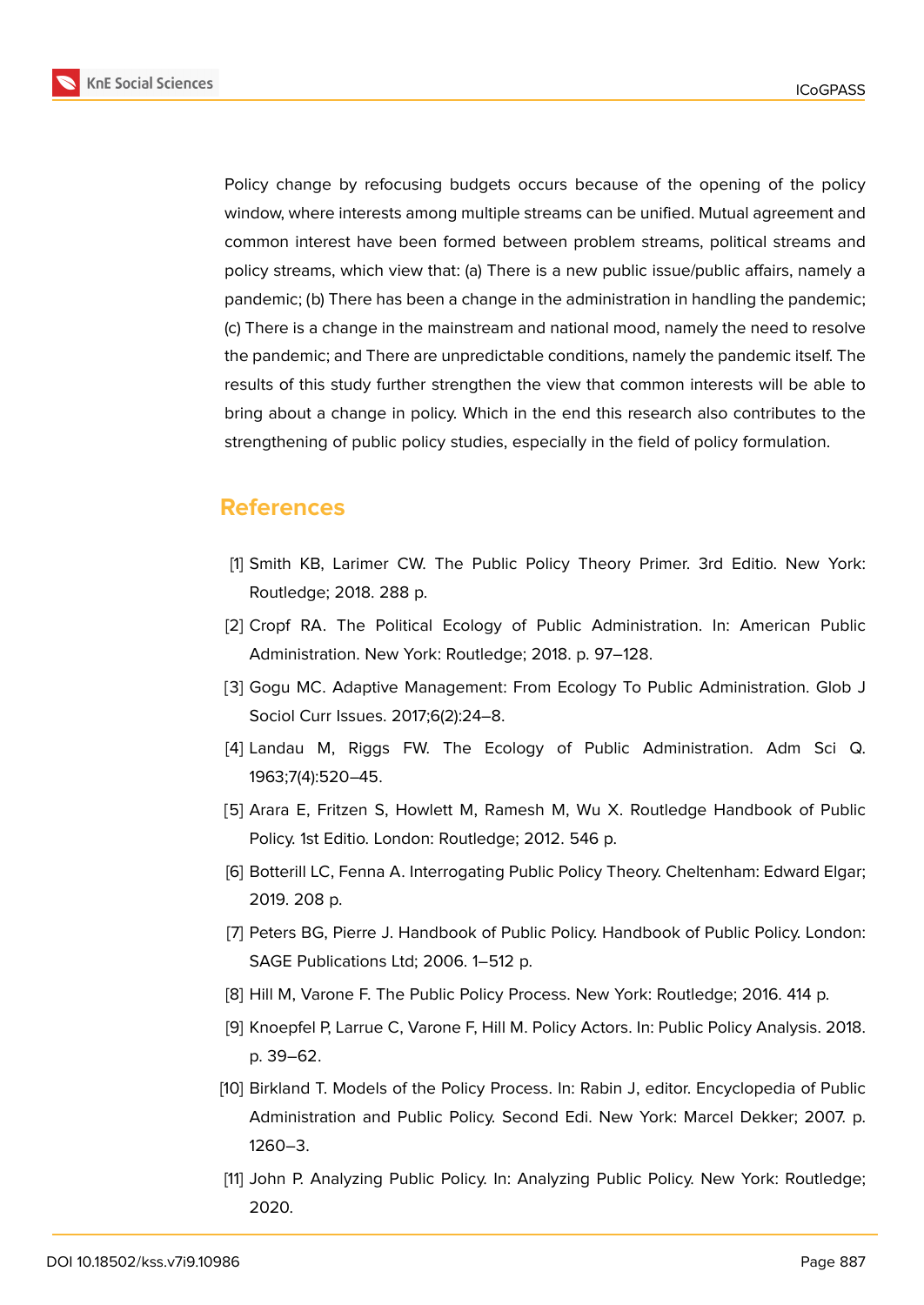Policy change by refocusing budgets occurs because of the opening of the policy window, where interests among multiple streams can be unified. Mutual agreement and common interest have been formed between problem streams, political streams and policy streams, which view that: (a) There is a new public issue/public affairs, namely a pandemic; (b) There has been a change in the administration in handling the pandemic; (c) There is a change in the mainstream and national mood, namely the need to resolve the pandemic; and There are unpredictable conditions, namely the pandemic itself. The results of this study further strengthen the view that common interests will be able to bring about a change in policy. Which in the end this research also contributes to the strengthening of public policy studies, especially in the field of policy formulation.

## References

[1] Smith KB, Larimer CW. The Public Policy Theory Primer. 3rd Editio. New York: Routledge; 2018. 288 p.

[2] Cropf RA. The Political Ecology of Public Administration. In: American Public Administration. New York: Routledge; 2018. p. 97–128.

[3] Gogu MC. Adaptive Management: From Ecology To Public Administration. Glob J Sociol Curr Issues. 2017;6(2):24–8.

[4] Landau M, Riggs FW. The Ecology of Public Administration. Adm Sci Q. 1963;7(4):520–45.

[5] Arara E, Fritzen S, Howlett M, Ramesh M, Wu X. Routledge Handbook of Public Policy. 1st Editio. London: Routledge; 2012. 546 p.

[6] Botterill LC, Fenna A. Interrogating Public Policy Theory. Cheltenham: Edward Elgar; 2019. 208 p.

[7] Peters BG, Pierre J. Handbook of Public Policy. Handbook of Public Policy. London: SAGE Publications Ltd; 2006. 1–512 p.

[8] Hill M, Varone F. The Public Policy Process. New York: Routledge; 2016. 414 p.

[9] Knoepfel P, Larrue C, Varone F, Hill M. Policy Actors. In: Public Policy Analysis. 2018. p. 39–62.

[10] Birkland T. Models of the Policy Process. In: Rabin J, editor. Encyclopedia of Public Administration and Public Policy. Second Edi. New York: Marcel Dekker; 2007. p. 1260–3.

[11] John P. Analyzing Public Policy. In: Analyzing Public Policy. New York: Routledge; 2020.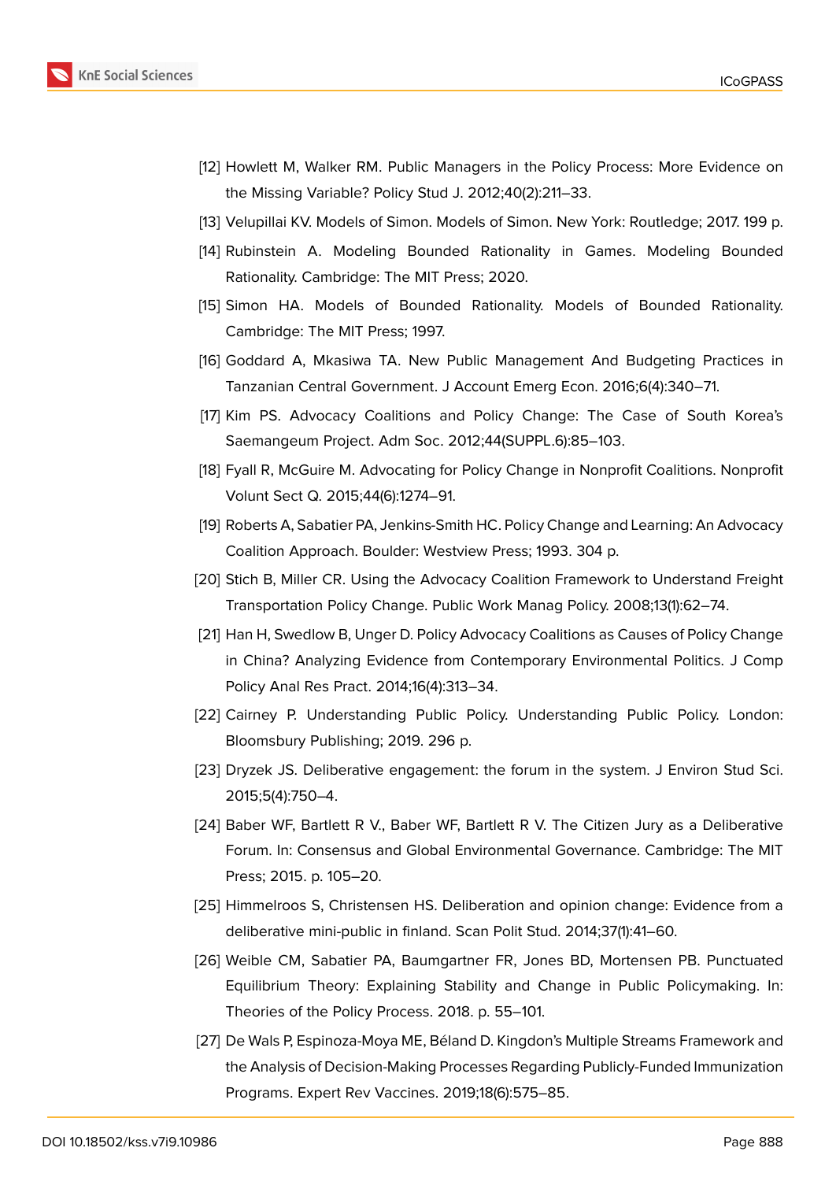[12] Howlett M, Walker RM. Public Managers in the Policy Process: More Evidence on the Missing Variable? Policy Stud J. 2012;40(2):211–33.

[13] Velupillai KV. Models of Simon. Models of Simon. New York: Routledge; 2017. 199 p.

[14] Rubinstein A. Modeling Bounded Rationality in Games. Modeling Bounded Rationality. Cambridge: The MIT Press; 2020.

[15] Simon HA. Models of Bounded Rationality. Models of Bounded Rationality. Cambridge: The MIT Press; 1997.

[16] Goddard A, Mkasiwa TA. New Public Management And Budgeting Practices in Tanzanian Central Government. J Account Emerg Econ. 2016;6(4):340–71.

[17] Kim PS. Advocacy Coalitions and Policy Change: The Case of South Korea's Saemangeum Project. Adm Soc. 2012;44(SUPPL.6):85–103.

[18] Fyall R, McGuire M. Advocating for Policy Change in Nonprofit Coalitions. Nonprofit Volunt Sect Q. 2015;44(6):1274–91.

[19] Roberts A, Sabatier PA, Jenkins-Smith HC. Policy Change and Learning: An Advocacy Coalition Approach. Boulder: Westview Press; 1993. 304 p.

[20] Stich B, Miller CR. Using the Advocacy Coalition Framework to Understand Freight Transportation Policy Change. Public Work Manag Policy. 2008;13(1):62–74.

[21] Han H, Swedlow B, Unger D. Policy Advocacy Coalitions as Causes of Policy Change in China? Analyzing Evidence from Contemporary Environmental Politics. J Comp Policy Anal Res Pract. 2014;16(4):313–34.

[22] Cairney P. Understanding Public Policy. Understanding Public Policy. London: Bloomsbury Publishing; 2019. 296 p.

[23] Dryzek JS. Deliberative engagement: the forum in the system. J Environ Stud Sci. 2015;5(4):750–4.

[24] Baber WF, Bartlett R V., Baber WF, Bartlett R V. The Citizen Jury as a Deliberative Forum. In: Consensus and Global Environmental Governance. Cambridge: The MIT Press; 2015. p. 105–20.

[25] Himmelroos S, Christensen HS. Deliberation and opinion change: Evidence from a deliberative mini-public in finland. Scan Polit Stud. 2014;37(1):41–60.

[26] Weible CM, Sabatier PA, Baumgartner FR, Jones BD, Mortensen PB. Punctuated Equilibrium Theory: Explaining Stability and Change in Public Policymaking. In: Theories of the Policy Process. 2018. p. 55–101.

[27] De Wals P, Espinoza-Moya ME, Béland D. Kingdon's Multiple Streams Framework and the Analysis of Decision-Making Processes Regarding Publicly-Funded Immunization Programs. Expert Rev Vaccines. 2019;18(6):575–85.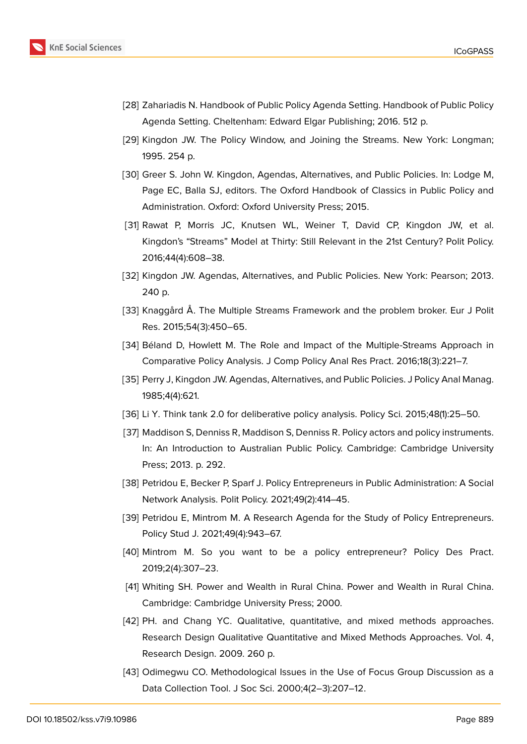[28] Zahariadis N. Handbook of Public Policy Agenda Setting. Handbook of Public Policy Agenda Setting. Cheltenham: Edward Elgar Publishing; 2016. 512 p.

[29] Kingdon JW. The Policy Window, and Joining the Streams. New York: Longman; 1995. 254 p.

[30] Greer S. John W. Kingdon, Agendas, Alternatives, and Public Policies. In: Lodge M, Page EC, Balla SJ, editors. The Oxford Handbook of Classics in Public Policy and Administration. Oxford: Oxford University Press; 2015.

[31] Rawat P, Morris JC, Knutsen WL, Weiner T, David CP, Kingdon JW, et al. Kingdon's "Streams" Model at Thirty: Still Relevant in the 21st Century? Polit Policy. 2016;44(4):608–38.

[32] Kingdon JW. Agendas, Alternatives, and Public Policies. New York: Pearson; 2013. 240 p.

[33] Knaggård Å. The Multiple Streams Framework and the problem broker. Eur J Polit Res. 2015;54(3):450–65.

[34] Béland D, Howlett M. The Role and Impact of the Multiple-Streams Approach in Comparative Policy Analysis. J Comp Policy Anal Res Pract. 2016;18(3):221–7.

[35] Perry J, Kingdon JW. Agendas, Alternatives, and Public Policies. J Policy Anal Manag. 1985;4(4):621.

[36] Li Y. Think tank 2.0 for deliberative policy analysis. Policy Sci. 2015;48(1):25–50.

[37] Maddison S, Denniss R, Maddison S, Denniss R. Policy actors and policy instruments. In: An Introduction to Australian Public Policy. Cambridge: Cambridge University Press; 2013. p. 292.

[38] Petridou E, Becker P, Sparf J. Policy Entrepreneurs in Public Administration: A Social Network Analysis. Polit Policy. 2021;49(2):414–45.

[39] Petridou E, Mintrom M. A Research Agenda for the Study of Policy Entrepreneurs. Policy Stud J. 2021;49(4):943–67.

[40] Mintrom M. So you want to be a policy entrepreneur? Policy Des Pract. 2019;2(4):307–23.

[41] Whiting SH. Power and Wealth in Rural China. Power and Wealth in Rural China. Cambridge: Cambridge University Press; 2000.

[42] PH. and Chang YC. Qualitative, quantitative, and mixed methods approaches. Research Design Qualitative Quantitative and Mixed Methods Approaches. Vol. 4, Research Design. 2009. 260 p.

[43] Odimegwu CO. Methodological Issues in the Use of Focus Group Discussion as a Data Collection Tool. J Soc Sci. 2000;4(2–3):207–12.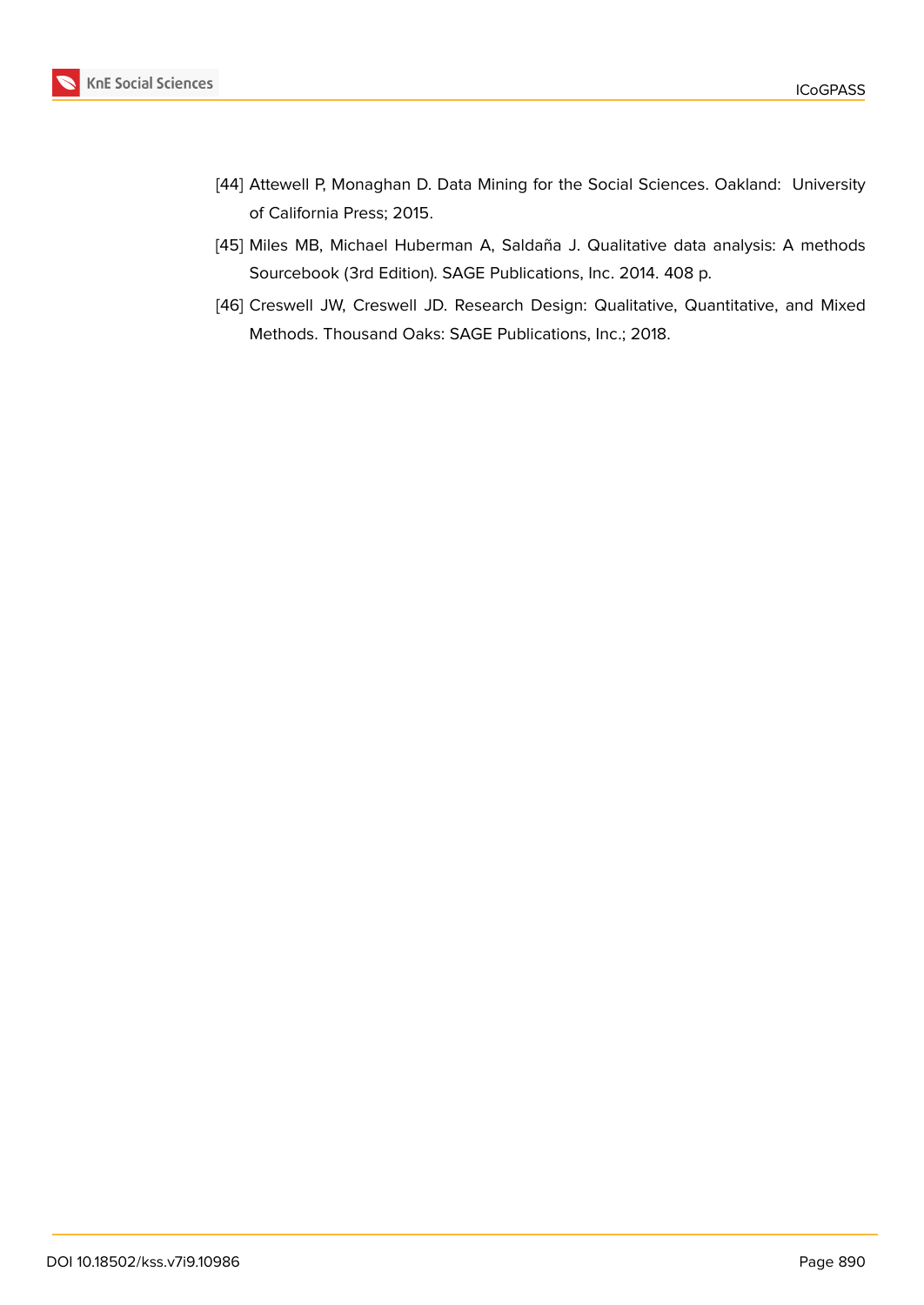[44] Attewell P, Monaghan D. Data Mining for the Social Sciences. Oakland: University of California Press; 2015.

[45] Miles MB, Michael Huberman A, Saldaña J. Qualitative data analysis: A methods Sourcebook (3rd Edition). SAGE Publications, Inc. 2014. 408 p.

[46] Creswell JW, Creswell JD. Research Design: Qualitative, Quantitative, and Mixed Methods. Thousand Oaks: SAGE Publications, Inc.; 2018.